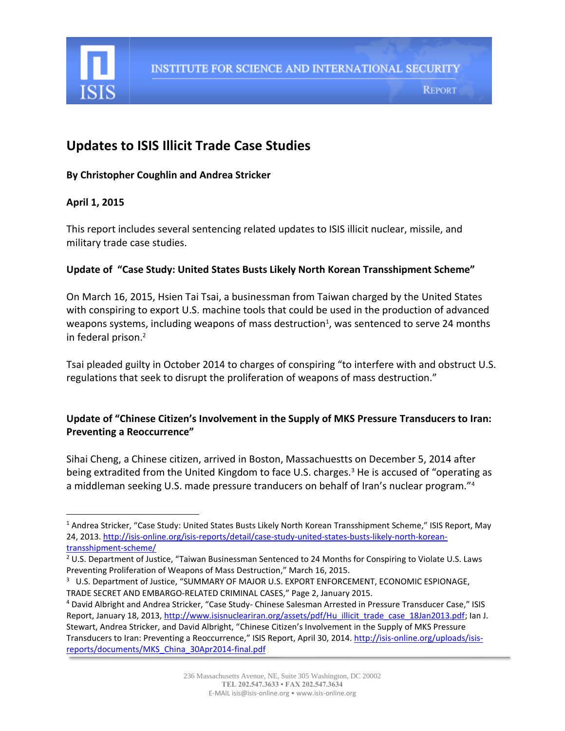# Updates to ISIS Illicit Trade Case Studies

**By Christopher Coughlin and Andrea Stricker**

**April 1, 2015**

This report includes several sentencing related updates to ISIS illicit nuclear, missile, and military trade case studies.

## Update of "Case Study: United States Busts Likely North Korean Transshipment Scheme"

On March 16, 2015, Hsien Tai Tsai, a businessman from Taiwan charged by the United States with conspiring to export U.S. machine tools that could be used in the production of advanced weapons systems, including weapons of mass destruction[1], was sentenced to serve 24 months in federal prison.[2]

Tsai pleaded guilty in October 2014 to charges of conspiring "to interfere with and obstruct U.S. regulations that seek to disrupt the proliferation of weapons of mass destruction."

## Update of "Chinese Citizen's Involvement in the Supply of MKS Pressure Transducers to Iran: Preventing a Reoccurrence"

Sihai Cheng, a Chinese citizen, arrived in Boston, Massachuestts on December 5, 2014 after being extradited from the United Kingdom to face U.S. charges.[3] He is accused of "operating as a middleman seeking U.S. made pressure tranducers on behalf of Iran's nuclear program."[4]

---

[1] Andrea Stricker, "Case Study: United States Busts Likely North Korean Transshipment Scheme," ISIS Report, May 24, 2013. http://isis-online.org/isis-reports/detail/case-study-united-states-busts-likely-north-korean-transshipment-scheme/

[2] U.S. Department of Justice, "Taiwan Businessman Sentenced to 24 Months for Conspiring to Violate U.S. Laws Preventing Proliferation of Weapons of Mass Destruction," March 16, 2015.

[3] U.S. Department of Justice, "SUMMARY OF MAJOR U.S. EXPORT ENFORCEMENT, ECONOMIC ESPIONAGE, TRADE SECRET AND EMBARGO-RELATED CRIMINAL CASES," Page 2, January 2015.

[4] David Albright and Andrea Stricker, "Case Study- Chinese Salesman Arrested in Pressure Transducer Case," ISIS Report, January 18, 2013, http://www.isisnucleariran.org/assets/pdf/Hu_illicit_trade_case_18Jan2013.pdf; Ian J. Stewart, Andrea Stricker, and David Albright, "Chinese Citizen's Involvement in the Supply of MKS Pressure Transducers to Iran: Preventing a Reoccurrence," ISIS Report, April 30, 2014. http://isis-online.org/uploads/isis-reports/documents/MKS_China_30Apr2014-final.pdf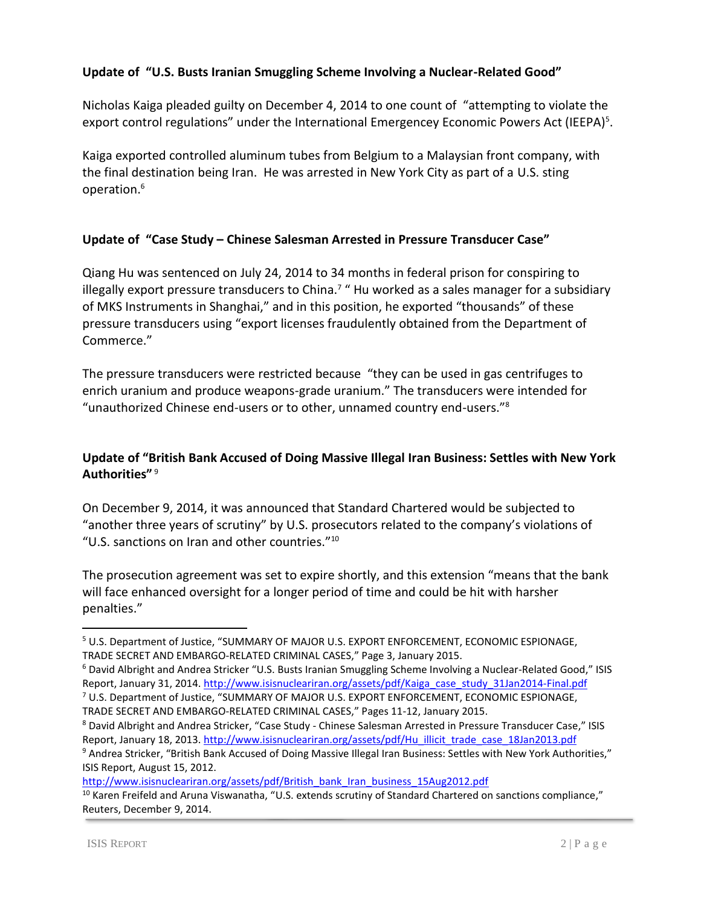**Update of "U.S. Busts Iranian Smuggling Scheme Involving a Nuclear-Related Good"**

Nicholas Kaiga pleaded guilty on December 4, 2014 to one count of "attempting to violate the export control regulations" under the International Emergencey Economic Powers Act (IEEPA)[5].

Kaiga exported controlled aluminum tubes from Belgium to a Malaysian front company, with the final destination being Iran. He was arrested in New York City as part of a U.S. sting operation.[6]

**Update of "Case Study – Chinese Salesman Arrested in Pressure Transducer Case"**

Qiang Hu was sentenced on July 24, 2014 to 34 months in federal prison for conspiring to illegally export pressure transducers to China.[7] " Hu worked as a sales manager for a subsidiary of MKS Instruments in Shanghai," and in this position, he exported "thousands" of these pressure transducers using "export licenses fraudulently obtained from the Department of Commerce."

The pressure transducers were restricted because "they can be used in gas centrifuges to enrich uranium and produce weapons-grade uranium." The transducers were intended for "unauthorized Chinese end-users or to other, unnamed country end-users."[8]

**Update of "British Bank Accused of Doing Massive Illegal Iran Business: Settles with New York Authorities"** [9]

On December 9, 2014, it was announced that Standard Chartered would be subjected to "another three years of scrutiny" by U.S. prosecutors related to the company's violations of "U.S. sanctions on Iran and other countries."[10]

The prosecution agreement was set to expire shortly, and this extension "means that the bank will face enhanced oversight for a longer period of time and could be hit with harsher penalties."

---

[5] U.S. Department of Justice, "SUMMARY OF MAJOR U.S. EXPORT ENFORCEMENT, ECONOMIC ESPIONAGE, TRADE SECRET AND EMBARGO-RELATED CRIMINAL CASES," Page 3, January 2015.

[6] David Albright and Andrea Stricker "U.S. Busts Iranian Smuggling Scheme Involving a Nuclear-Related Good," ISIS Report, January 31, 2014. http://www.isisnucleariran.org/assets/pdf/Kaiga_case_study_31Jan2014-Final.pdf

[7] U.S. Department of Justice, "SUMMARY OF MAJOR U.S. EXPORT ENFORCEMENT, ECONOMIC ESPIONAGE, TRADE SECRET AND EMBARGO-RELATED CRIMINAL CASES," Pages 11-12, January 2015.

[8] David Albright and Andrea Stricker, "Case Study - Chinese Salesman Arrested in Pressure Transducer Case," ISIS Report, January 18, 2013. http://www.isisnucleariran.org/assets/pdf/Hu_illicit_trade_case_18Jan2013.pdf

[9] Andrea Stricker, "British Bank Accused of Doing Massive Illegal Iran Business: Settles with New York Authorities," ISIS Report, August 15, 2012. http://www.isisnucleariran.org/assets/pdf/British_bank_Iran_business_15Aug2012.pdf

[10] Karen Freifeld and Aruna Viswanatha, "U.S. extends scrutiny of Standard Chartered on sanctions compliance," Reuters, December 9, 2014.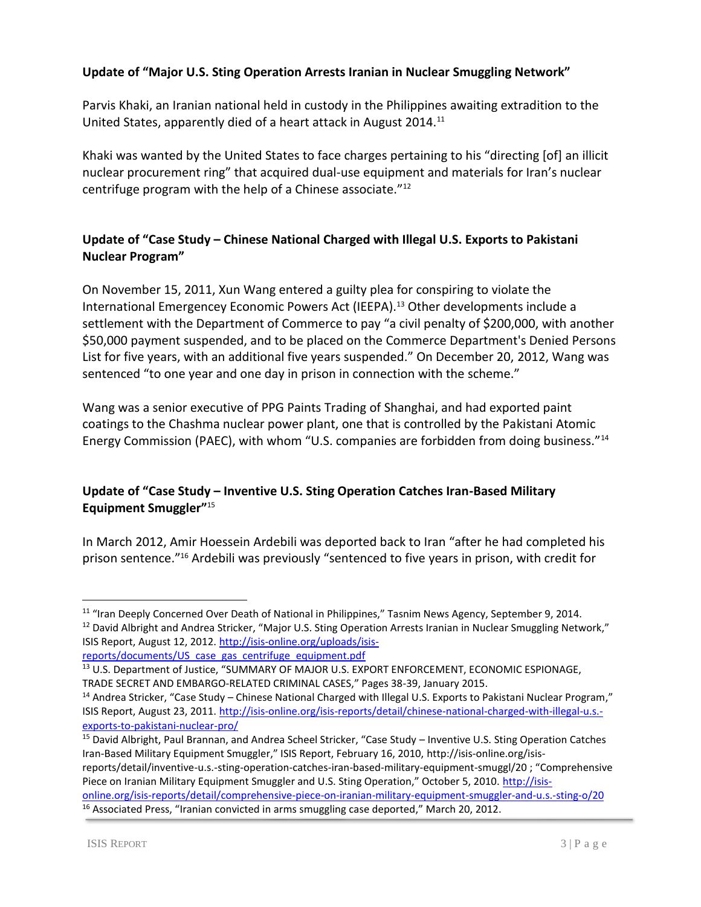**Update of "Major U.S. Sting Operation Arrests Iranian in Nuclear Smuggling Network"**

Parvis Khaki, an Iranian national held in custody in the Philippines awaiting extradition to the United States, apparently died of a heart attack in August 2014.[11]

Khaki was wanted by the United States to face charges pertaining to his "directing [of] an illicit nuclear procurement ring" that acquired dual-use equipment and materials for Iran's nuclear centrifuge program with the help of a Chinese associate."[12]

**Update of "Case Study – Chinese National Charged with Illegal U.S. Exports to Pakistani Nuclear Program"**

On November 15, 2011, Xun Wang entered a guilty plea for conspiring to violate the International Emergencey Economic Powers Act (IEEPA).[13] Other developments include a settlement with the Department of Commerce to pay "a civil penalty of $200,000, with another $50,000 payment suspended, and to be placed on the Commerce Department's Denied Persons List for five years, with an additional five years suspended." On December 20, 2012, Wang was sentenced "to one year and one day in prison in connection with the scheme."

Wang was a senior executive of PPG Paints Trading of Shanghai, and had exported paint coatings to the Chashma nuclear power plant, one that is controlled by the Pakistani Atomic Energy Commission (PAEC), with whom "U.S. companies are forbidden from doing business."[14]

**Update of "Case Study – Inventive U.S. Sting Operation Catches Iran-Based Military Equipment Smuggler"**[15]

In March 2012, Amir Hoessein Ardebili was deported back to Iran "after he had completed his prison sentence."[16] Ardebili was previously "sentenced to five years in prison, with credit for

---

[11] "Iran Deeply Concerned Over Death of National in Philippines," Tasnim News Agency, September 9, 2014.

[12] David Albright and Andrea Stricker, "Major U.S. Sting Operation Arrests Iranian in Nuclear Smuggling Network," ISIS Report, August 12, 2012. http://isis-online.org/uploads/isis-reports/documents/US_case_gas_centrifuge_equipment.pdf

[13] U.S. Department of Justice, "SUMMARY OF MAJOR U.S. EXPORT ENFORCEMENT, ECONOMIC ESPIONAGE, TRADE SECRET AND EMBARGO-RELATED CRIMINAL CASES," Pages 38-39, January 2015.

[14] Andrea Stricker, "Case Study – Chinese National Charged with Illegal U.S. Exports to Pakistani Nuclear Program," ISIS Report, August 23, 2011. http://isis-online.org/isis-reports/detail/chinese-national-charged-with-illegal-u.s.-exports-to-pakistani-nuclear-pro/

[15] David Albright, Paul Brannan, and Andrea Scheel Stricker, "Case Study – Inventive U.S. Sting Operation Catches Iran-Based Military Equipment Smuggler," ISIS Report, February 16, 2010, http://isis-online.org/isis-reports/detail/inventive-u.s.-sting-operation-catches-iran-based-military-equipment-smuggl/20 ; "Comprehensive Piece on Iranian Military Equipment Smuggler and U.S. Sting Operation," October 5, 2010. http://isis-online.org/isis-reports/detail/comprehensive-piece-on-iranian-military-equipment-smuggler-and-u.s.-sting-o/20

[16] Associated Press, "Iranian convicted in arms smuggling case deported," March 20, 2012.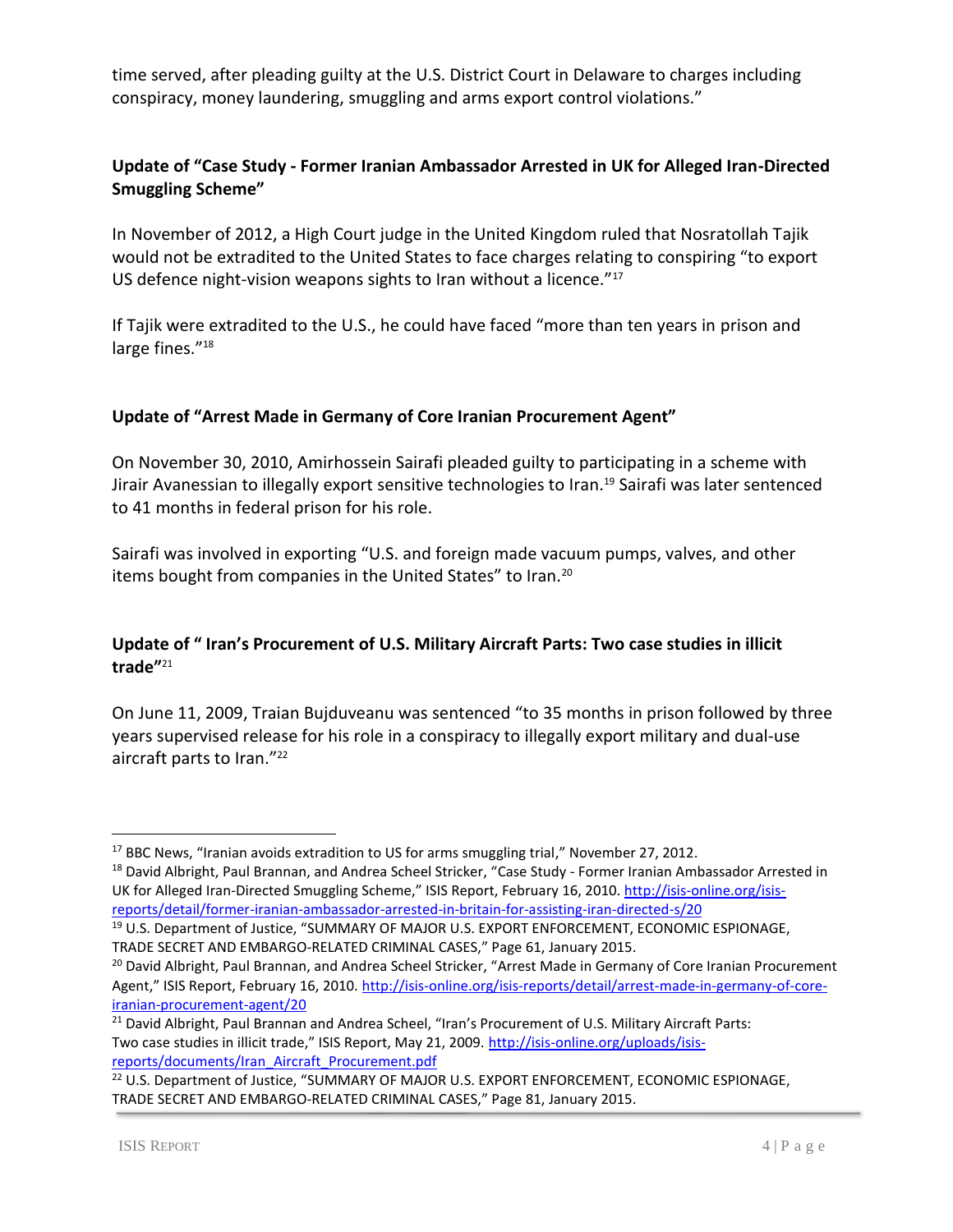time served, after pleading guilty at the U.S. District Court in Delaware to charges including conspiracy, money laundering, smuggling and arms export control violations."

### Update of "Case Study - Former Iranian Ambassador Arrested in UK for Alleged Iran-Directed Smuggling Scheme"

In November of 2012, a High Court judge in the United Kingdom ruled that Nosratollah Tajik would not be extradited to the United States to face charges relating to conspiring "to export US defence night-vision weapons sights to Iran without a licence."[17]

If Tajik were extradited to the U.S., he could have faced "more than ten years in prison and large fines."[18]

### Update of "Arrest Made in Germany of Core Iranian Procurement Agent"

On November 30, 2010, Amirhossein Sairafi pleaded guilty to participating in a scheme with Jirair Avanessian to illegally export sensitive technologies to Iran.[19] Sairafi was later sentenced to 41 months in federal prison for his role.

Sairafi was involved in exporting "U.S. and foreign made vacuum pumps, valves, and other items bought from companies in the United States" to Iran.[20]

### Update of " Iran's Procurement of U.S. Military Aircraft Parts: Two case studies in illicit trade"[21]

On June 11, 2009, Traian Bujduveanu was sentenced "to 35 months in prison followed by three years supervised release for his role in a conspiracy to illegally export military and dual-use aircraft parts to Iran."[22]

---

[17] BBC News, "Iranian avoids extradition to US for arms smuggling trial," November 27, 2012.

[18] David Albright, Paul Brannan, and Andrea Scheel Stricker, "Case Study - Former Iranian Ambassador Arrested in UK for Alleged Iran-Directed Smuggling Scheme," ISIS Report, February 16, 2010. http://isis-online.org/isis-reports/detail/former-iranian-ambassador-arrested-in-britain-for-assisting-iran-directed-s/20

[19] U.S. Department of Justice, "SUMMARY OF MAJOR U.S. EXPORT ENFORCEMENT, ECONOMIC ESPIONAGE, TRADE SECRET AND EMBARGO-RELATED CRIMINAL CASES," Page 61, January 2015.

[20] David Albright, Paul Brannan, and Andrea Scheel Stricker, "Arrest Made in Germany of Core Iranian Procurement Agent," ISIS Report, February 16, 2010. http://isis-online.org/isis-reports/detail/arrest-made-in-germany-of-core-iranian-procurement-agent/20

[21] David Albright, Paul Brannan and Andrea Scheel, "Iran's Procurement of U.S. Military Aircraft Parts: Two case studies in illicit trade," ISIS Report, May 21, 2009. http://isis-online.org/uploads/isis-reports/documents/Iran_Aircraft_Procurement.pdf

[22] U.S. Department of Justice, "SUMMARY OF MAJOR U.S. EXPORT ENFORCEMENT, ECONOMIC ESPIONAGE, TRADE SECRET AND EMBARGO-RELATED CRIMINAL CASES," Page 81, January 2015.